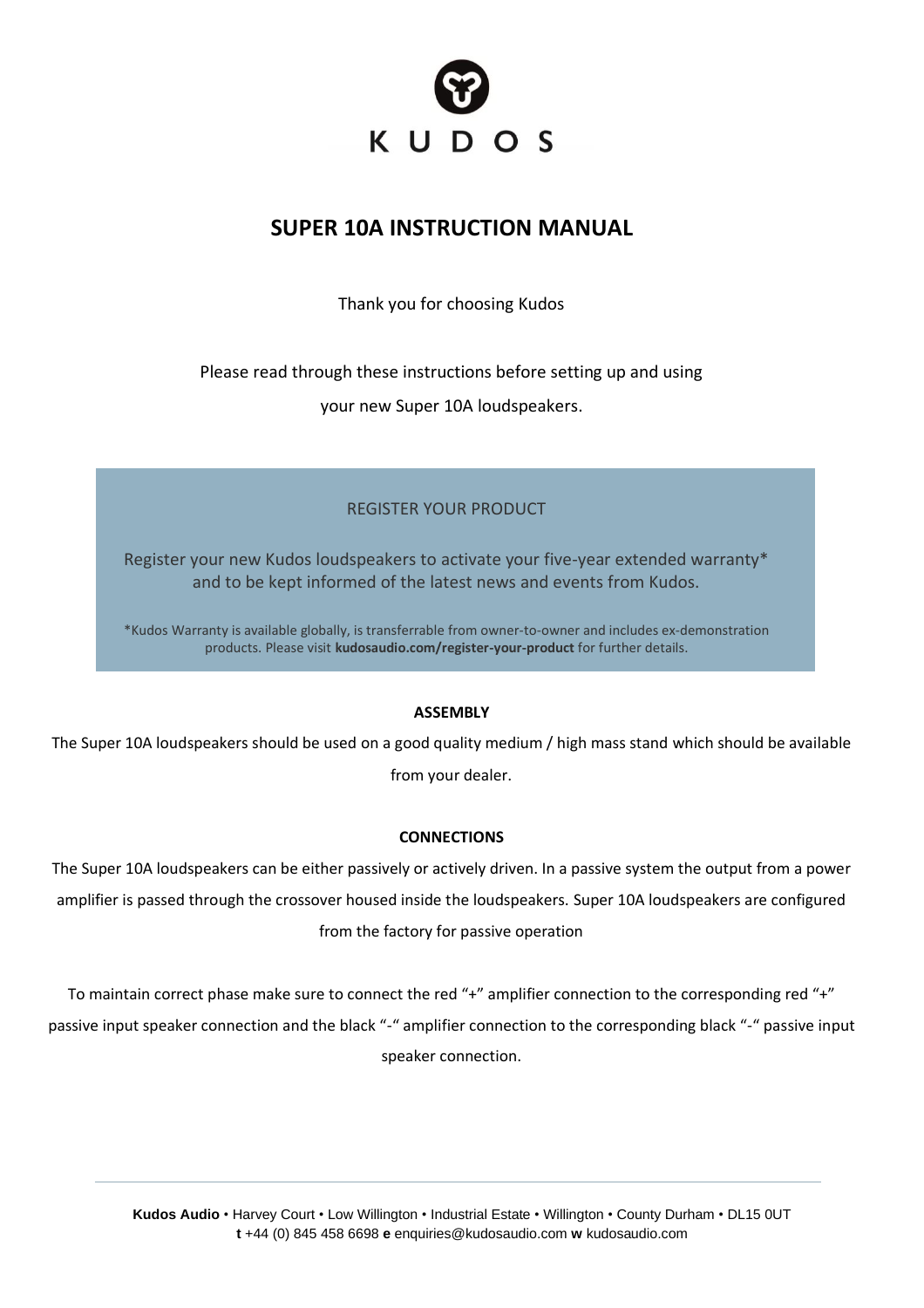KUDOS

# SUPER 10A INSTRUCTION MANUAL

Thank you for choosing Kudos

Please read through these instructions before setting up and using your new Super 10A loudspeakers.

## REGISTER YOUR PRODUCT

Register your new Kudos loudspeakers to activate your five-year extended warranty* and to be kept informed of the latest news and events from Kudos.

*Kudos Warranty is available globally, is transferrable from owner-to-owner and includes ex-demonstration products. Please visit **kudosaudio.com/register-your-product** for further details.

## ASSEMBLY

The Super 10A loudspeakers should be used on a good quality medium / high mass stand which should be available from your dealer.

## CONNECTIONS

The Super 10A loudspeakers can be either passively or actively driven. In a passive system the output from a power amplifier is passed through the crossover housed inside the loudspeakers. Super 10A loudspeakers are configured from the factory for passive operation

To maintain correct phase make sure to connect the red "+" amplifier connection to the corresponding red "+" passive input speaker connection and the black "-" amplifier connection to the corresponding black "-" passive input speaker connection.

**Kudos Audio** • Harvey Court • Low Willington • Industrial Estate • Willington • County Durham • DL15 0UT
**t** +44 (0) 845 458 6698 **e** enquiries@kudosaudio.com **w** kudosaudio.com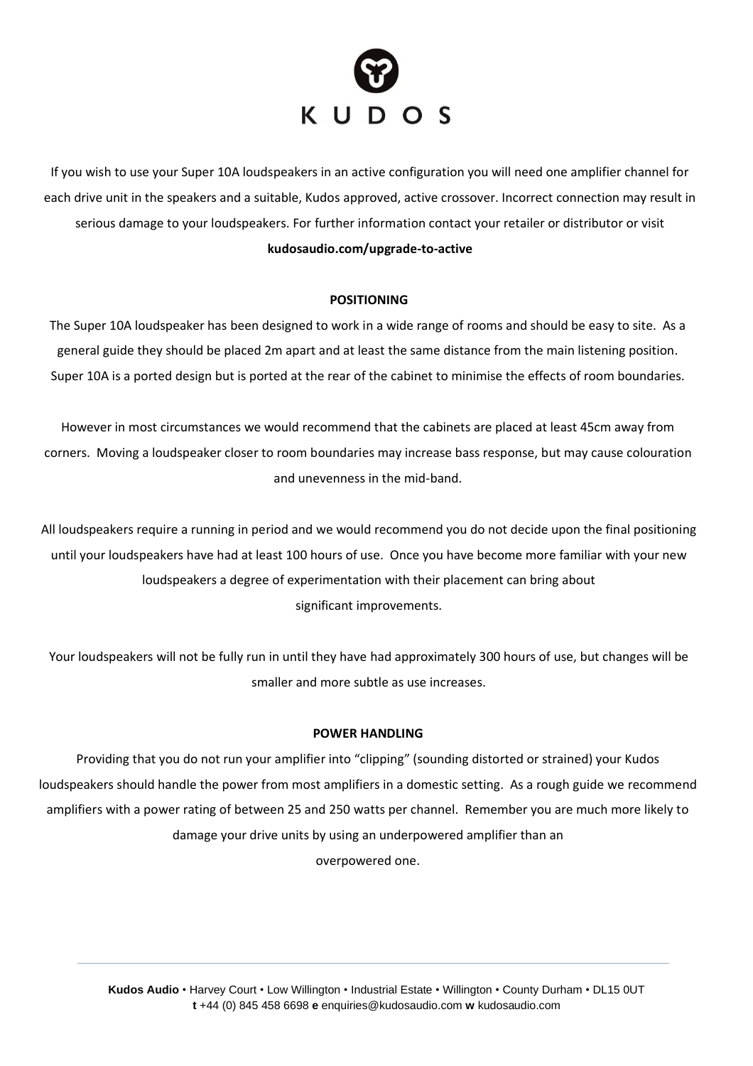KUDOS

If you wish to use your Super 10A loudspeakers in an active configuration you will need one amplifier channel for each drive unit in the speakers and a suitable, Kudos approved, active crossover. Incorrect connection may result in serious damage to your loudspeakers. For further information contact your retailer or distributor or visit **kudosaudio.com/upgrade-to-active**

## POSITIONING

The Super 10A loudspeaker has been designed to work in a wide range of rooms and should be easy to site. As a general guide they should be placed 2m apart and at least the same distance from the main listening position. Super 10A is a ported design but is ported at the rear of the cabinet to minimise the effects of room boundaries.

However in most circumstances we would recommend that the cabinets are placed at least 45cm away from corners. Moving a loudspeaker closer to room boundaries may increase bass response, but may cause colouration and unevenness in the mid-band.

All loudspeakers require a running in period and we would recommend you do not decide upon the final positioning until your loudspeakers have had at least 100 hours of use. Once you have become more familiar with your new loudspeakers a degree of experimentation with their placement can bring about significant improvements.

Your loudspeakers will not be fully run in until they have had approximately 300 hours of use, but changes will be smaller and more subtle as use increases.

## POWER HANDLING

Providing that you do not run your amplifier into "clipping" (sounding distorted or strained) your Kudos loudspeakers should handle the power from most amplifiers in a domestic setting. As a rough guide we recommend amplifiers with a power rating of between 25 and 250 watts per channel. Remember you are much more likely to damage your drive units by using an underpowered amplifier than an overpowered one.

**Kudos Audio** • Harvey Court • Low Willington • Industrial Estate • Willington • County Durham • DL15 0UT
**t** +44 (0) 845 458 6698 **e** enquiries@kudosaudio.com **w** kudosaudio.com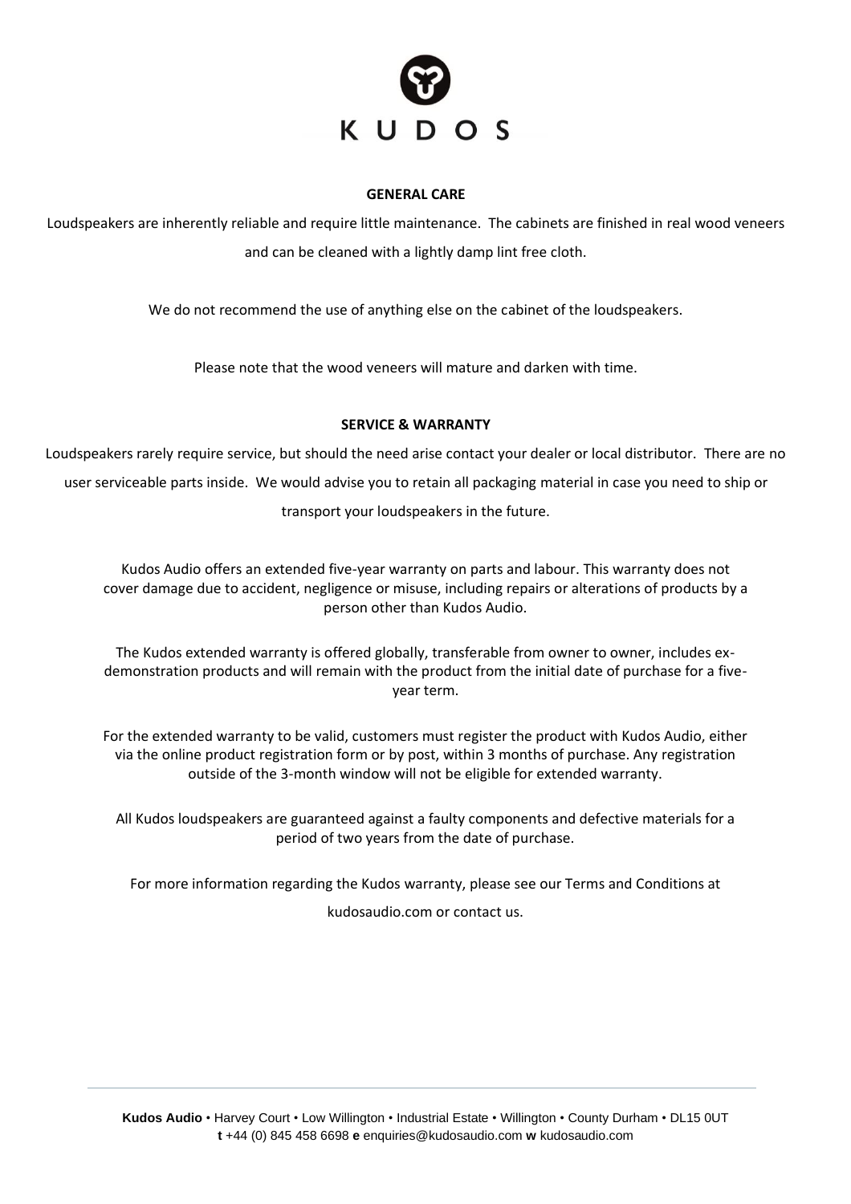KUDOS

## GENERAL CARE

Loudspeakers are inherently reliable and require little maintenance. The cabinets are finished in real wood veneers and can be cleaned with a lightly damp lint free cloth.

We do not recommend the use of anything else on the cabinet of the loudspeakers.

Please note that the wood veneers will mature and darken with time.

## SERVICE & WARRANTY

Loudspeakers rarely require service, but should the need arise contact your dealer or local distributor. There are no user serviceable parts inside. We would advise you to retain all packaging material in case you need to ship or transport your loudspeakers in the future.

Kudos Audio offers an extended five-year warranty on parts and labour. This warranty does not cover damage due to accident, negligence or misuse, including repairs or alterations of products by a person other than Kudos Audio.

The Kudos extended warranty is offered globally, transferable from owner to owner, includes ex-demonstration products and will remain with the product from the initial date of purchase for a five-year term.

For the extended warranty to be valid, customers must register the product with Kudos Audio, either via the online product registration form or by post, within 3 months of purchase. Any registration outside of the 3-month window will not be eligible for extended warranty.

All Kudos loudspeakers are guaranteed against a faulty components and defective materials for a period of two years from the date of purchase.

For more information regarding the Kudos warranty, please see our Terms and Conditions at kudosaudio.com or contact us.

---

**Kudos Audio** • Harvey Court • Low Willington • Industrial Estate • Willington • County Durham • DL15 0UT
**t** +44 (0) 845 458 6698 **e** enquiries@kudosaudio.com **w** kudosaudio.com